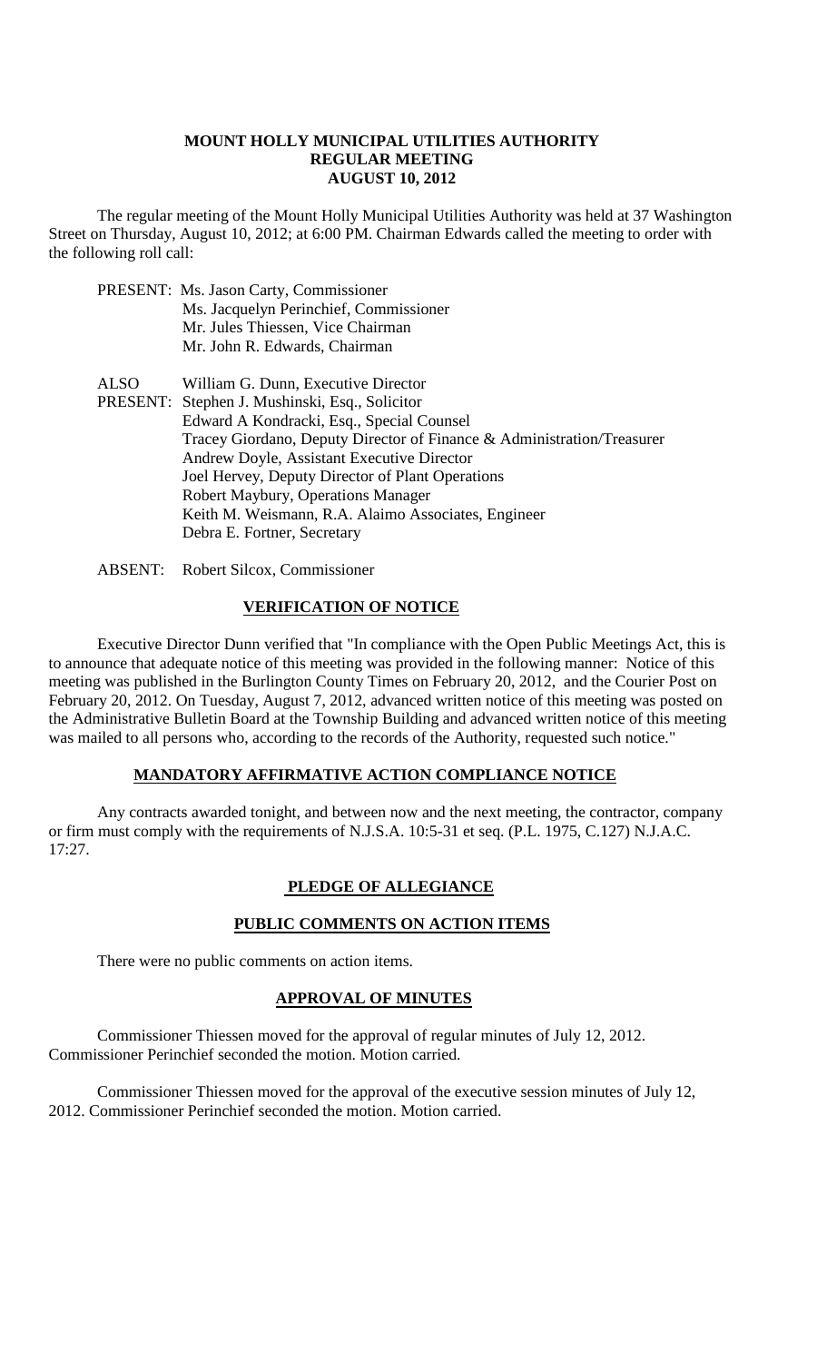**MOUNT HOLLY MUNICIPAL UTILITIES AUTHORITY**
**REGULAR MEETING**
**AUGUST 10, 2012**

The regular meeting of the Mount Holly Municipal Utilities Authority was held at 37 Washington Street on Thursday, August 10, 2012; at 6:00 PM. Chairman Edwards called the meeting to order with the following roll call:

PRESENT: Ms. Jason Carty, Commissioner
Ms. Jacquelyn Perinchief, Commissioner
Mr. Jules Thiessen, Vice Chairman
Mr. John R. Edwards, Chairman

ALSO PRESENT: William G. Dunn, Executive Director
Stephen J. Mushinski, Esq., Solicitor
Edward A Kondracki, Esq., Special Counsel
Tracey Giordano, Deputy Director of Finance & Administration/Treasurer
Andrew Doyle, Assistant Executive Director
Joel Hervey, Deputy Director of Plant Operations
Robert Maybury, Operations Manager
Keith M. Weismann, R.A. Alaimo Associates, Engineer
Debra E. Fortner, Secretary

ABSENT: Robert Silcox, Commissioner

## VERIFICATION OF NOTICE

Executive Director Dunn verified that "In compliance with the Open Public Meetings Act, this is to announce that adequate notice of this meeting was provided in the following manner: Notice of this meeting was published in the Burlington County Times on February 20, 2012, and the Courier Post on February 20, 2012. On Tuesday, August 7, 2012, advanced written notice of this meeting was posted on the Administrative Bulletin Board at the Township Building and advanced written notice of this meeting was mailed to all persons who, according to the records of the Authority, requested such notice."

## MANDATORY AFFIRMATIVE ACTION COMPLIANCE NOTICE

Any contracts awarded tonight, and between now and the next meeting, the contractor, company or firm must comply with the requirements of N.J.S.A. 10:5-31 et seq. (P.L. 1975, C.127) N.J.A.C. 17:27.

## PLEDGE OF ALLEGIANCE

## PUBLIC COMMENTS ON ACTION ITEMS

There were no public comments on action items.

## APPROVAL OF MINUTES

Commissioner Thiessen moved for the approval of regular minutes of July 12, 2012. Commissioner Perinchief seconded the motion. Motion carried.

Commissioner Thiessen moved for the approval of the executive session minutes of July 12, 2012. Commissioner Perinchief seconded the motion. Motion carried.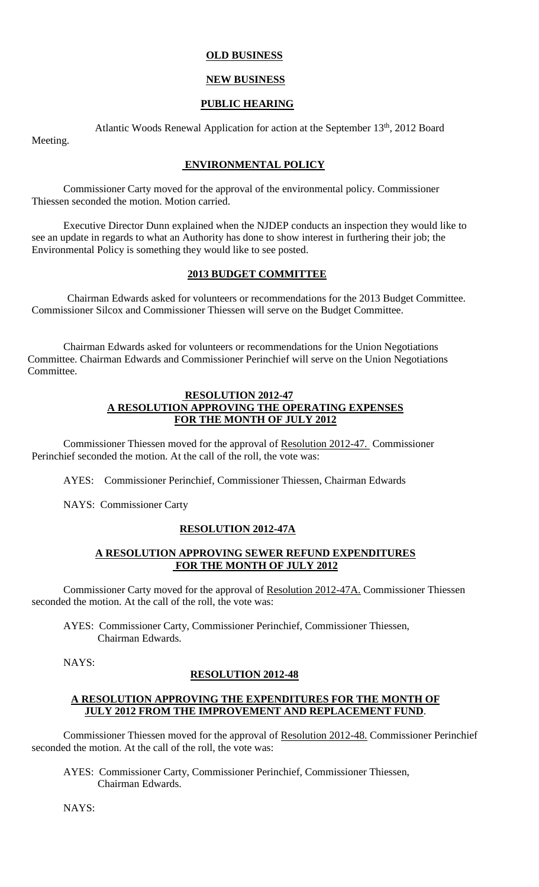**OLD BUSINESS**

**NEW BUSINESS**

**PUBLIC HEARING**

Atlantic Woods Renewal Application for action at the September 13th, 2012 Board Meeting.

**ENVIRONMENTAL POLICY**

Commissioner Carty moved for the approval of the environmental policy. Commissioner Thiessen seconded the motion. Motion carried.

Executive Director Dunn explained when the NJDEP conducts an inspection they would like to see an update in regards to what an Authority has done to show interest in furthering their job; the Environmental Policy is something they would like to see posted.

**2013 BUDGET COMMITTEE**

Chairman Edwards asked for volunteers or recommendations for the 2013 Budget Committee. Commissioner Silcox and Commissioner Thiessen will serve on the Budget Committee.

Chairman Edwards asked for volunteers or recommendations for the Union Negotiations Committee. Chairman Edwards and Commissioner Perinchief will serve on the Union Negotiations Committee.

**RESOLUTION 2012-47**
**A RESOLUTION APPROVING THE OPERATING EXPENSES FOR THE MONTH OF JULY 2012**

Commissioner Thiessen moved for the approval of Resolution 2012-47. Commissioner Perinchief seconded the motion. At the call of the roll, the vote was:

AYES: Commissioner Perinchief, Commissioner Thiessen, Chairman Edwards

NAYS: Commissioner Carty

**RESOLUTION 2012-47A**

**A RESOLUTION APPROVING SEWER REFUND EXPENDITURES FOR THE MONTH OF JULY 2012**

Commissioner Carty moved for the approval of Resolution 2012-47A. Commissioner Thiessen seconded the motion. At the call of the roll, the vote was:

AYES: Commissioner Carty, Commissioner Perinchief, Commissioner Thiessen, Chairman Edwards.

NAYS:

**RESOLUTION 2012-48**

**A RESOLUTION APPROVING THE EXPENDITURES FOR THE MONTH OF JULY 2012 FROM THE IMPROVEMENT AND REPLACEMENT FUND.**

Commissioner Thiessen moved for the approval of Resolution 2012-48. Commissioner Perinchief seconded the motion. At the call of the roll, the vote was:

AYES: Commissioner Carty, Commissioner Perinchief, Commissioner Thiessen, Chairman Edwards.

NAYS: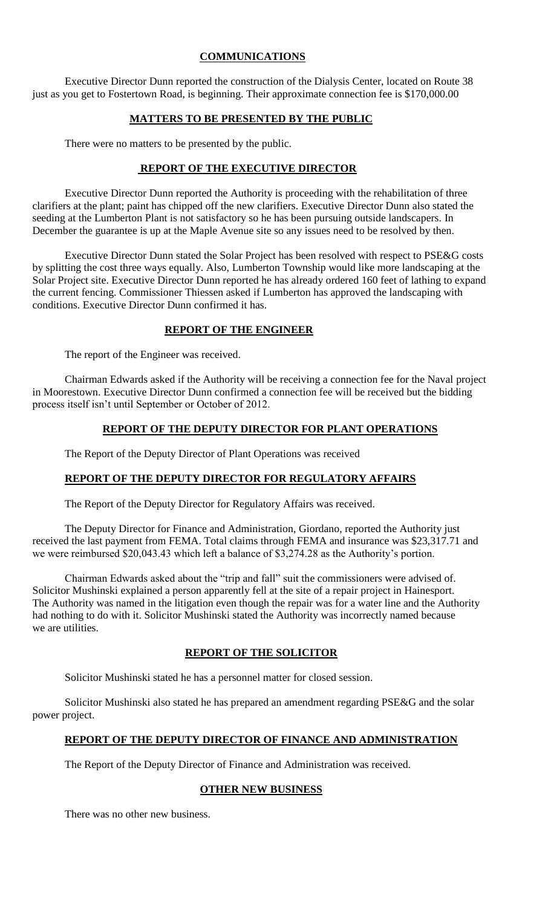## COMMUNICATIONS

Executive Director Dunn reported the construction of the Dialysis Center, located on Route 38 just as you get to Fostertown Road, is beginning. Their approximate connection fee is $170,000.00

## MATTERS TO BE PRESENTED BY THE PUBLIC

There were no matters to be presented by the public.

## REPORT OF THE EXECUTIVE DIRECTOR

Executive Director Dunn reported the Authority is proceeding with the rehabilitation of three clarifiers at the plant; paint has chipped off the new clarifiers. Executive Director Dunn also stated the seeding at the Lumberton Plant is not satisfactory so he has been pursuing outside landscapers. In December the guarantee is up at the Maple Avenue site so any issues need to be resolved by then.

Executive Director Dunn stated the Solar Project has been resolved with respect to PSE&G costs by splitting the cost three ways equally. Also, Lumberton Township would like more landscaping at the Solar Project site. Executive Director Dunn reported he has already ordered 160 feet of lathing to expand the current fencing. Commissioner Thiessen asked if Lumberton has approved the landscaping with conditions. Executive Director Dunn confirmed it has.

## REPORT OF THE ENGINEER

The report of the Engineer was received.

Chairman Edwards asked if the Authority will be receiving a connection fee for the Naval project in Moorestown. Executive Director Dunn confirmed a connection fee will be received but the bidding process itself isn't until September or October of 2012.

## REPORT OF THE DEPUTY DIRECTOR FOR PLANT OPERATIONS

The Report of the Deputy Director of Plant Operations was received

## REPORT OF THE DEPUTY DIRECTOR FOR REGULATORY AFFAIRS

The Report of the Deputy Director for Regulatory Affairs was received.

The Deputy Director for Finance and Administration, Giordano, reported the Authority just received the last payment from FEMA. Total claims through FEMA and insurance was $23,317.71 and we were reimbursed $20,043.43 which left a balance of $3,274.28 as the Authority's portion.

Chairman Edwards asked about the "trip and fall" suit the commissioners were advised of. Solicitor Mushinski explained a person apparently fell at the site of a repair project in Hainesport. The Authority was named in the litigation even though the repair was for a water line and the Authority had nothing to do with it. Solicitor Mushinski stated the Authority was incorrectly named because we are utilities.

## REPORT OF THE SOLICITOR

Solicitor Mushinski stated he has a personnel matter for closed session.

Solicitor Mushinski also stated he has prepared an amendment regarding PSE&G and the solar power project.

## REPORT OF THE DEPUTY DIRECTOR OF FINANCE AND ADMINISTRATION

The Report of the Deputy Director of Finance and Administration was received.

## OTHER NEW BUSINESS

There was no other new business.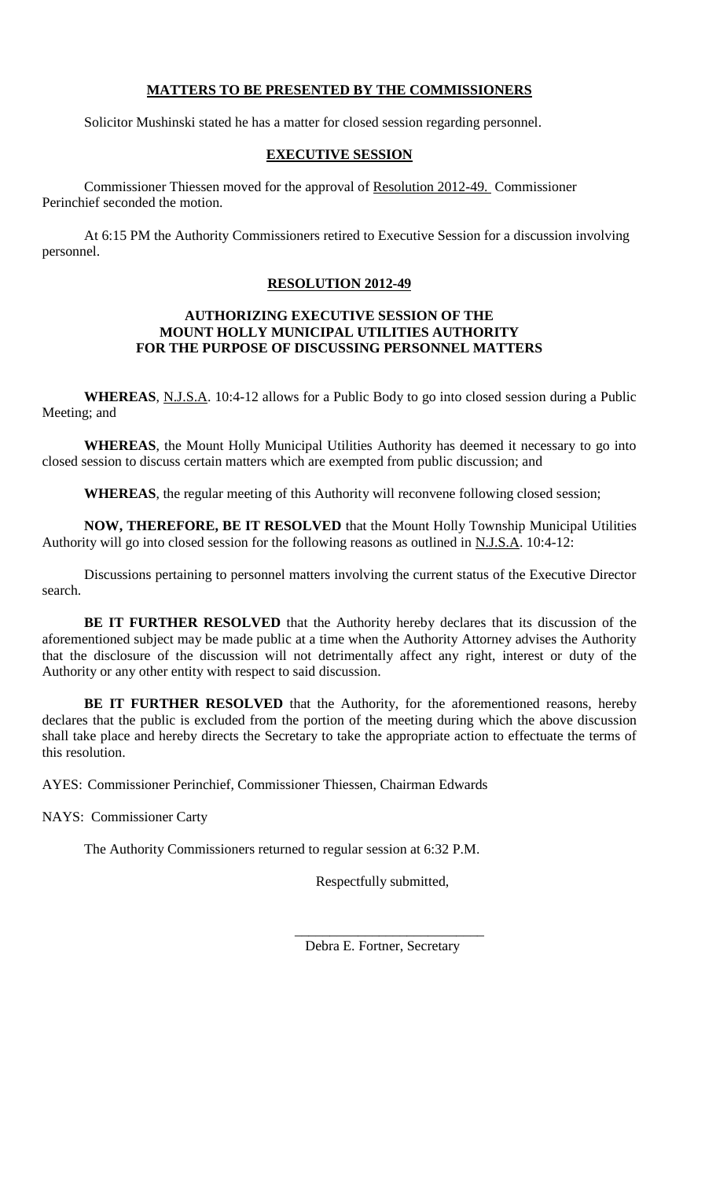## MATTERS TO BE PRESENTED BY THE COMMISSIONERS

Solicitor Mushinski stated he has a matter for closed session regarding personnel.

## EXECUTIVE SESSION

Commissioner Thiessen moved for the approval of Resolution 2012-49. Commissioner Perinchief seconded the motion.

At 6:15 PM the Authority Commissioners retired to Executive Session for a discussion involving personnel.

## RESOLUTION 2012-49

### AUTHORIZING EXECUTIVE SESSION OF THE MOUNT HOLLY MUNICIPAL UTILITIES AUTHORITY FOR THE PURPOSE OF DISCUSSING PERSONNEL MATTERS

**WHEREAS**, N.J.S.A. 10:4-12 allows for a Public Body to go into closed session during a Public Meeting; and

**WHEREAS**, the Mount Holly Municipal Utilities Authority has deemed it necessary to go into closed session to discuss certain matters which are exempted from public discussion; and

**WHEREAS**, the regular meeting of this Authority will reconvene following closed session;

**NOW, THEREFORE, BE IT RESOLVED** that the Mount Holly Township Municipal Utilities Authority will go into closed session for the following reasons as outlined in N.J.S.A. 10:4-12:

Discussions pertaining to personnel matters involving the current status of the Executive Director search.

**BE IT FURTHER RESOLVED** that the Authority hereby declares that its discussion of the aforementioned subject may be made public at a time when the Authority Attorney advises the Authority that the disclosure of the discussion will not detrimentally affect any right, interest or duty of the Authority or any other entity with respect to said discussion.

**BE IT FURTHER RESOLVED** that the Authority, for the aforementioned reasons, hereby declares that the public is excluded from the portion of the meeting during which the above discussion shall take place and hereby directs the Secretary to take the appropriate action to effectuate the terms of this resolution.

AYES: Commissioner Perinchief, Commissioner Thiessen, Chairman Edwards

NAYS: Commissioner Carty

The Authority Commissioners returned to regular session at 6:32 P.M.

Respectfully submitted,

___________________________
Debra E. Fortner, Secretary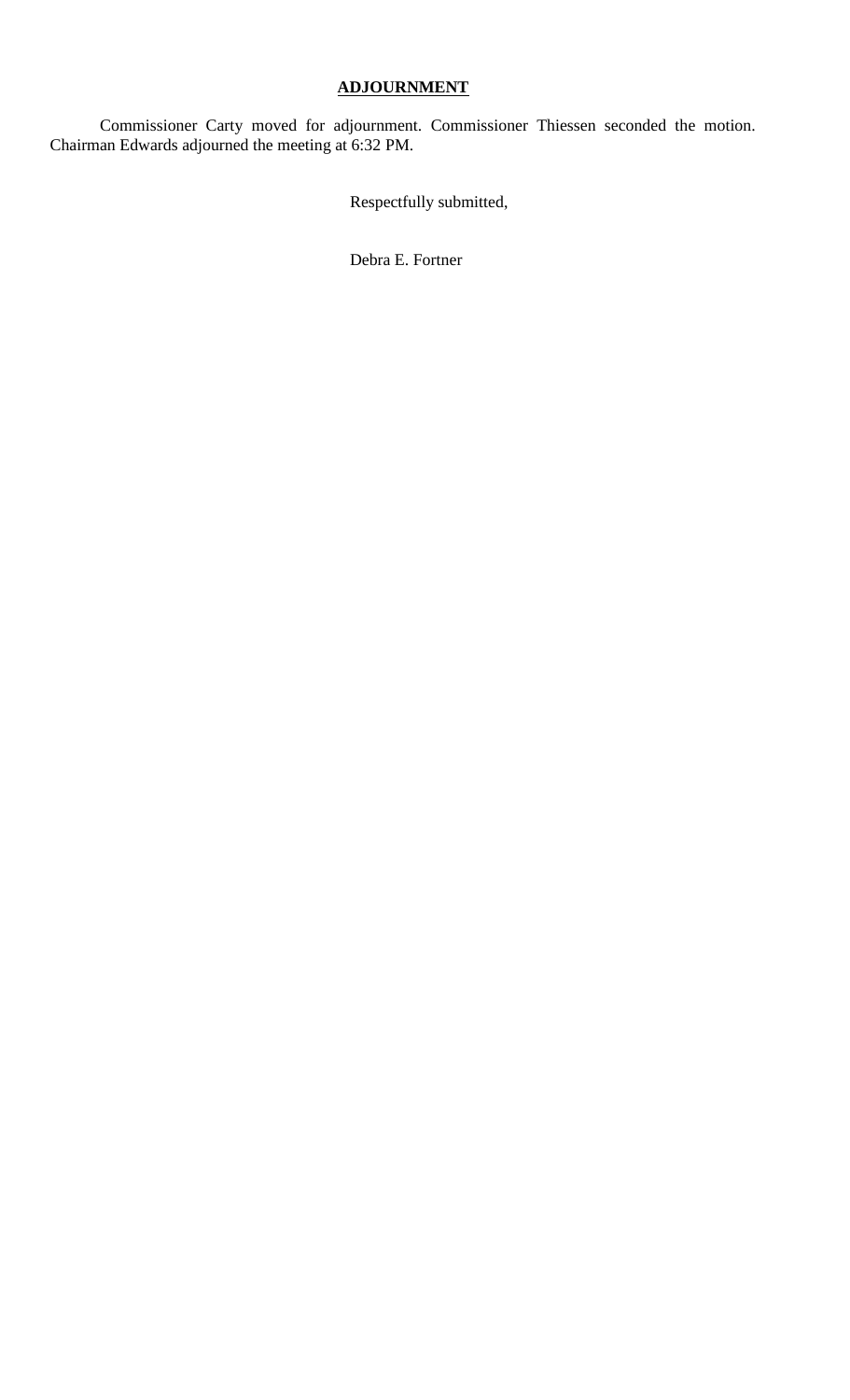## ADJOURNMENT

Commissioner Carty moved for adjournment. Commissioner Thiessen seconded the motion. Chairman Edwards adjourned the meeting at 6:32 PM.

Respectfully submitted,

Debra E. Fortner